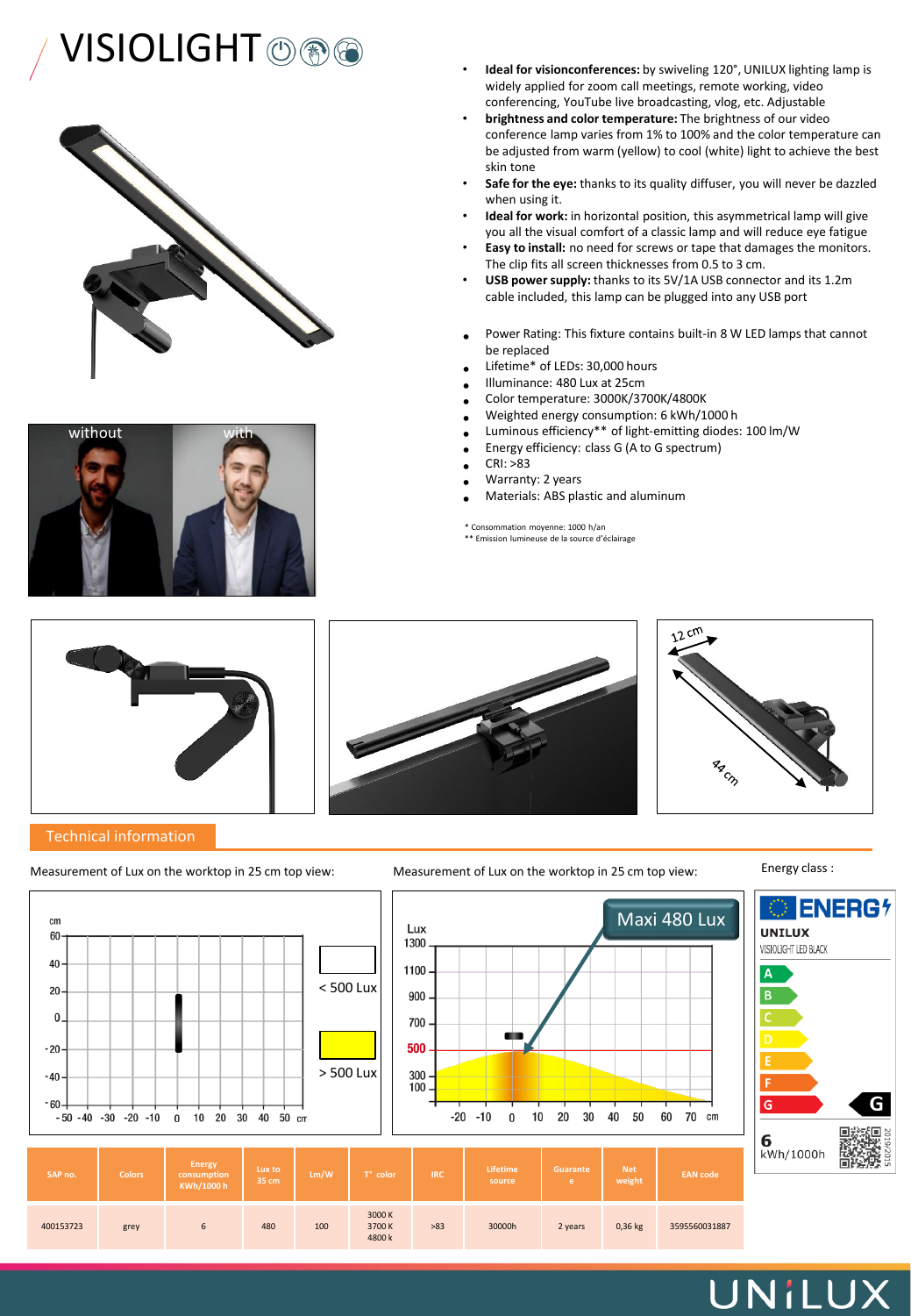# VISIOLIGHT

- **Ideal for visionconferences:** by swiveling 120°, UNILUX lighting lamp is widely applied for zoom call meetings, remote working, video conferencing, YouTube live broadcasting, vlog, etc. Adjustable
- **brightness and color temperature:** The brightness of our video conference lamp varies from 1% to 100% and the color temperature can be adjusted from warm (yellow) to cool (white) light to achieve the best skin tone
- **Safe for the eye:** thanks to its quality diffuser, you will never be dazzled when using it.
- **Ideal for work:** in horizontal position, this asymmetrical lamp will give you all the visual comfort of a classic lamp and will reduce eye fatigue
- **Easy to install:** no need for screws or tape that damages the monitors. The clip fits all screen thicknesses from 0.5 to 3 cm.
- **USB power supply:** thanks to its 5V/1A USB connector and its 1.2m cable included, this lamp can be plugged into any USB port

- Power Rating: This fixture contains built-in 8 W LED lamps that cannot be replaced
- Lifetime* of LEDs: 30,000 hours
- Illuminance: 480 Lux at 25cm
- Color temperature: 3000K/3700K/4800K
- Weighted energy consumption: 6 kWh/1000 h
- Luminous efficiency** of light-emitting diodes: 100 lm/W
- Energy efficiency: class G (A to G spectrum)
- CRI: >83
- Warranty: 2 years
- Materials: ABS plastic and aluminum

\* Consommation moyenne: 1000 h/an
\*\* Emission lumineuse de la source d'éclairage

without | with

12 cm
44 cm

## Technical information

Measurement of Lux on the worktop in 25 cm top view:

< 500 Lux
> 500 Lux

Measurement of Lux on the worktop in 25 cm top view:

Maxi 480 Lux

Energy class :

ENERG
UNILUX
VISIOLIGHT LED BLACK
G
6 kWh/1000h
2019/2015

| SAP no. | Colors | Energy consumption KWh/1000 h | Lux to 35 cm | Lm/W | T° color | IRC | Lifetime source | Guarantee | Net weight | EAN code |
|---|---|---|---|---|---|---|---|---|---|---|
| 400153723 | grey | 6 | 480 | 100 | 3000 K 3700 K 4800 k | >83 | 30000h | 2 years | 0,36 kg | 3595560031887 |

UNILUX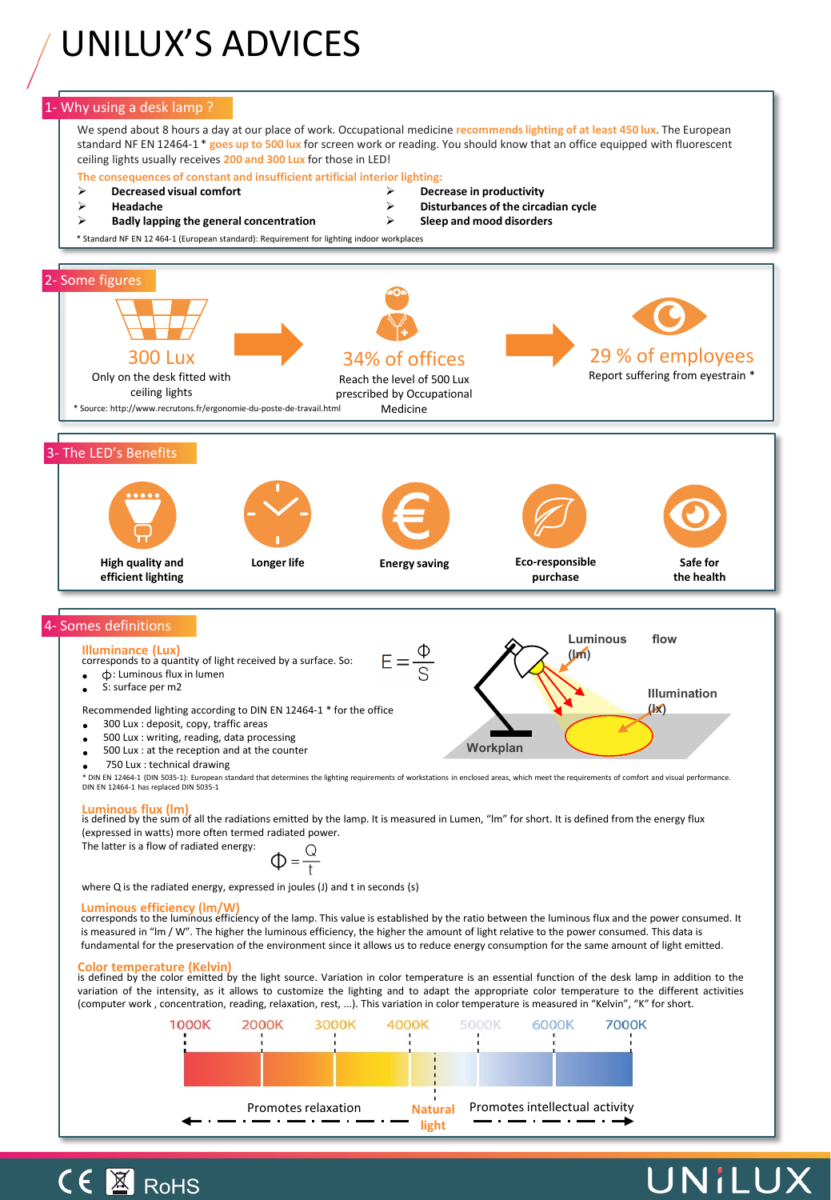# UNILUX'S ADVICES

## 1- Why using a desk lamp ?

We spend about 8 hours a day at our place of work. Occupational medicine **recommends lighting of at least 450 lux**. The European standard NF EN 12464-1 * **goes up to 500 lux** for screen work or reading. You should know that an office equipped with fluorescent ceiling lights usually receives **200 and 300 Lux** for those in LED!

**The consequences of constant and insufficient artificial interior lighting:**

- **Decreased visual comfort**
- **Headache**
- **Badly lapping the general concentration**
- **Decrease in productivity**
- **Disturbances of the circadian cycle**
- **Sleep and mood disorders**

\* Standard NF EN 12 464-1 (European standard): Requirement for lighting indoor workplaces

## 2- Some figures

**300 Lux**
Only on the desk fitted with ceiling lights

**34% of offices**
Reach the level of 500 Lux prescribed by Occupational Medicine

**29 % of employees**
Report suffering from eyestrain *

\* Source: http://www.recrutons.fr/ergonomie-du-poste-de-travail.html

## 3- The LED's Benefits

- **High quality and efficient lighting**
- **Longer life**
- **Energy saving**
- **Eco-responsible purchase**
- **Safe for the health**

## 4- Somes definitions

### Illuminance (Lux)

corresponds to a quantity of light received by a surface. So:

$$E = \frac{\Phi}{S}$$

- $\Phi$: Luminous flux in lumen
- S: surface per m2

Recommended lighting according to DIN EN 12464-1 * for the office

- 300 Lux : deposit, copy, traffic areas
- 500 Lux : writing, reading, data processing
- 500 Lux : at the reception and at the counter
- 750 Lux : technical drawing

Luminous flow (lm)
Illumination (lx)
Workplan

\* DIN EN 12464-1 (DIN 5035-1): European standard that determines the lighting requirements of workstations in enclosed areas, which meet the requirements of comfort and visual performance. DIN EN 12464-1 has replaced DIN 5035-1

### Luminous flux (lm)

is defined by the sum of all the radiations emitted by the lamp. It is measured in Lumen, "lm" for short. It is defined from the energy flux (expressed in watts) more often termed radiated power.
The latter is a flow of radiated energy:

$$\Phi = \frac{Q}{t}$$

where Q is the radiated energy, expressed in joules (J) and t in seconds (s)

### Luminous efficiency (lm/W)

corresponds to the luminous efficiency of the lamp. This value is established by the ratio between the luminous flux and the power consumed. It is measured in "lm / W". The higher the luminous efficiency, the higher the amount of light relative to the power consumed. This data is fundamental for the preservation of the environment since it allows us to reduce energy consumption for the same amount of light emitted.

### Color temperature (Kelvin)

is defined by the color emitted by the light source. Variation in color temperature is an essential function of the desk lamp in addition to the variation of the intensity, as it allows to customize the lighting and to adapt the appropriate color temperature to the different activities (computer work , concentration, reading, relaxation, rest, ...). This variation in color temperature is measured in "Kelvin", "K" for short.

1000K 2000K 3000K 4000K 5000K 6000K 7000K

Promotes relaxation
Natural light
Promotes intellectual activity